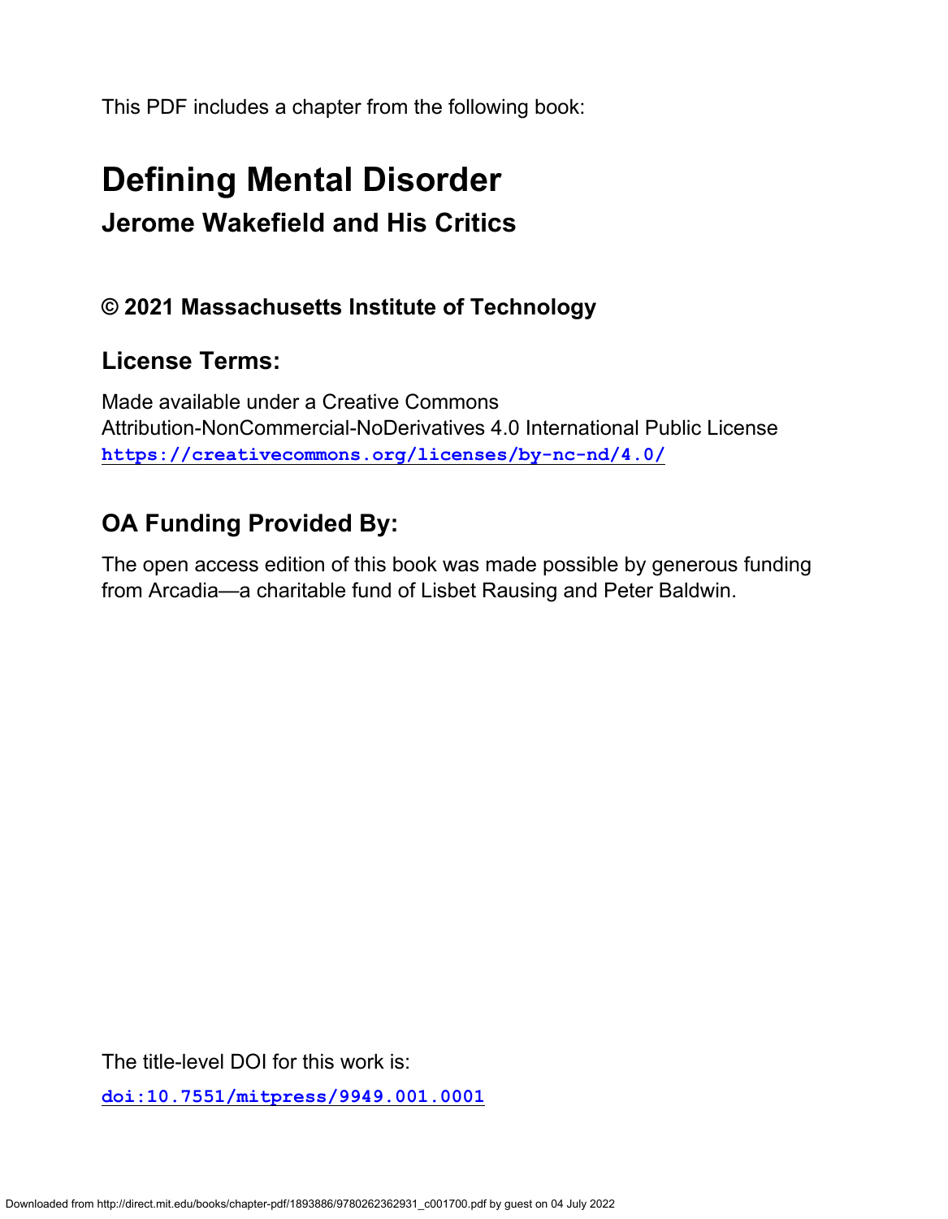This PDF includes a chapter from the following book:

# Defining Mental Disorder

## Jerome Wakefield and His Critics

### © 2021 Massachusetts Institute of Technology

### License Terms:

Made available under a Creative Commons Attribution-NonCommercial-NoDerivatives 4.0 International Public License
**https://creativecommons.org/licenses/by-nc-nd/4.0/**

### OA Funding Provided By:

The open access edition of this book was made possible by generous funding from Arcadia—a charitable fund of Lisbet Rausing and Peter Baldwin.

The title-level DOI for this work is:

**doi:10.7551/mitpress/9949.001.0001**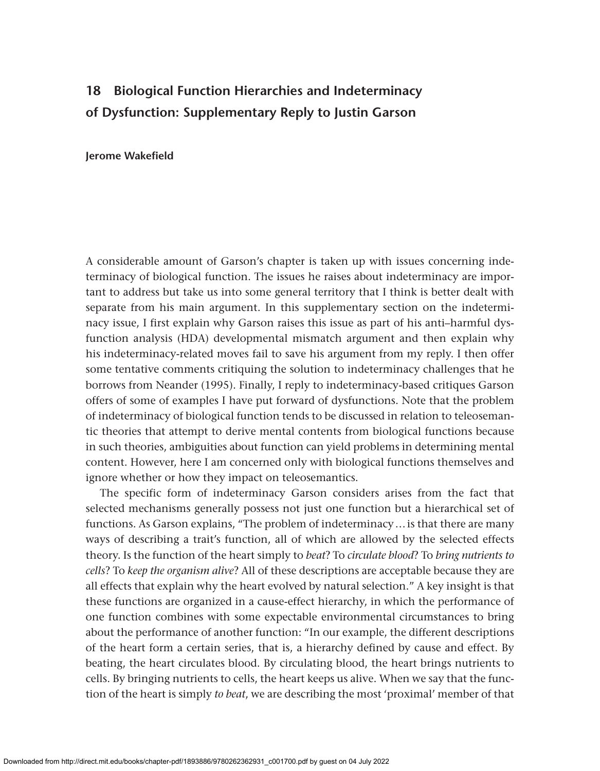# 18 Biological Function Hierarchies and Indeterminacy of Dysfunction: Supplementary Reply to Justin Garson

**Jerome Wakefield**

A considerable amount of Garson's chapter is taken up with issues concerning indeterminacy of biological function. The issues he raises about indeterminacy are important to address but take us into some general territory that I think is better dealt with separate from his main argument. In this supplementary section on the indeterminacy issue, I first explain why Garson raises this issue as part of his anti–harmful dysfunction analysis (HDA) developmental mismatch argument and then explain why his indeterminacy-related moves fail to save his argument from my reply. I then offer some tentative comments critiquing the solution to indeterminacy challenges that he borrows from Neander (1995). Finally, I reply to indeterminacy-based critiques Garson offers of some of examples I have put forward of dysfunctions. Note that the problem of indeterminacy of biological function tends to be discussed in relation to teleosemantic theories that attempt to derive mental contents from biological functions because in such theories, ambiguities about function can yield problems in determining mental content. However, here I am concerned only with biological functions themselves and ignore whether or how they impact on teleosemantics.

The specific form of indeterminacy Garson considers arises from the fact that selected mechanisms generally possess not just one function but a hierarchical set of functions. As Garson explains, "The problem of indeterminacy … is that there are many ways of describing a trait's function, all of which are allowed by the selected effects theory. Is the function of the heart simply to *beat*? To *circulate blood*? To *bring nutrients to cells*? To *keep the organism alive*? All of these descriptions are acceptable because they are all effects that explain why the heart evolved by natural selection." A key insight is that these functions are organized in a cause-effect hierarchy, in which the performance of one function combines with some expectable environmental circumstances to bring about the performance of another function: "In our example, the different descriptions of the heart form a certain series, that is, a hierarchy defined by cause and effect. By beating, the heart circulates blood. By circulating blood, the heart brings nutrients to cells. By bringing nutrients to cells, the heart keeps us alive. When we say that the function of the heart is simply *to beat*, we are describing the most 'proximal' member of that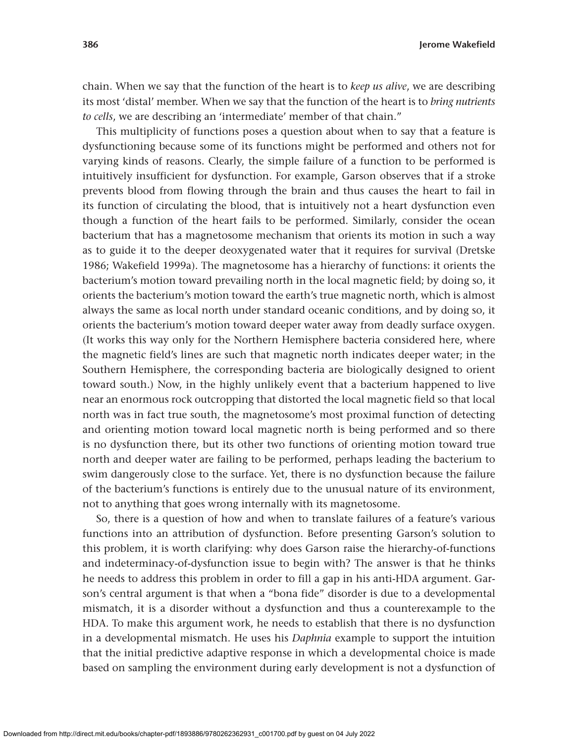chain. When we say that the function of the heart is to *keep us alive*, we are describing its most 'distal' member. When we say that the function of the heart is to *bring nutrients to cells*, we are describing an 'intermediate' member of that chain."

This multiplicity of functions poses a question about when to say that a feature is dysfunctioning because some of its functions might be performed and others not for varying kinds of reasons. Clearly, the simple failure of a function to be performed is intuitively insufficient for dysfunction. For example, Garson observes that if a stroke prevents blood from flowing through the brain and thus causes the heart to fail in its function of circulating the blood, that is intuitively not a heart dysfunction even though a function of the heart fails to be performed. Similarly, consider the ocean bacterium that has a magnetosome mechanism that orients its motion in such a way as to guide it to the deeper deoxygenated water that it requires for survival (Dretske 1986; Wakefield 1999a). The magnetosome has a hierarchy of functions: it orients the bacterium's motion toward prevailing north in the local magnetic field; by doing so, it orients the bacterium's motion toward the earth's true magnetic north, which is almost always the same as local north under standard oceanic conditions, and by doing so, it orients the bacterium's motion toward deeper water away from deadly surface oxygen. (It works this way only for the Northern Hemisphere bacteria considered here, where the magnetic field's lines are such that magnetic north indicates deeper water; in the Southern Hemisphere, the corresponding bacteria are biologically designed to orient toward south.) Now, in the highly unlikely event that a bacterium happened to live near an enormous rock outcropping that distorted the local magnetic field so that local north was in fact true south, the magnetosome's most proximal function of detecting and orienting motion toward local magnetic north is being performed and so there is no dysfunction there, but its other two functions of orienting motion toward true north and deeper water are failing to be performed, perhaps leading the bacterium to swim dangerously close to the surface. Yet, there is no dysfunction because the failure of the bacterium's functions is entirely due to the unusual nature of its environment, not to anything that goes wrong internally with its magnetosome.

So, there is a question of how and when to translate failures of a feature's various functions into an attribution of dysfunction. Before presenting Garson's solution to this problem, it is worth clarifying: why does Garson raise the hierarchy-of-functions and indeterminacy-of-dysfunction issue to begin with? The answer is that he thinks he needs to address this problem in order to fill a gap in his anti-HDA argument. Garson's central argument is that when a "bona fide" disorder is due to a developmental mismatch, it is a disorder without a dysfunction and thus a counterexample to the HDA. To make this argument work, he needs to establish that there is no dysfunction in a developmental mismatch. He uses his *Daphnia* example to support the intuition that the initial predictive adaptive response in which a developmental choice is made based on sampling the environment during early development is not a dysfunction of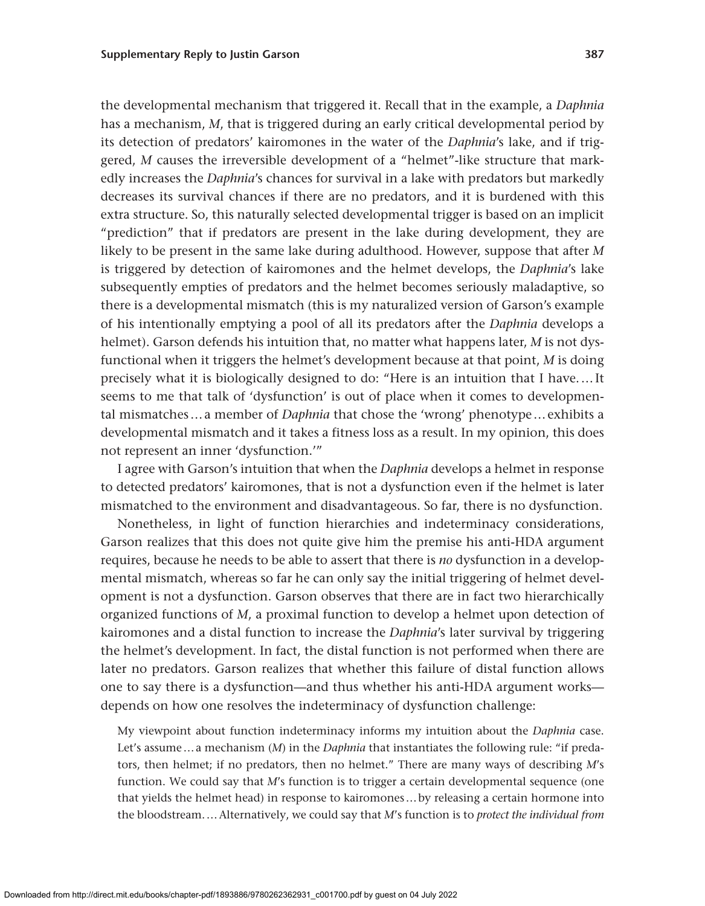the developmental mechanism that triggered it. Recall that in the example, a *Daphnia* has a mechanism, *M*, that is triggered during an early critical developmental period by its detection of predators' kairomones in the water of the *Daphnia*'s lake, and if triggered, *M* causes the irreversible development of a "helmet"-like structure that markedly increases the *Daphnia*'s chances for survival in a lake with predators but markedly decreases its survival chances if there are no predators, and it is burdened with this extra structure. So, this naturally selected developmental trigger is based on an implicit "prediction" that if predators are present in the lake during development, they are likely to be present in the same lake during adulthood. However, suppose that after *M* is triggered by detection of kairomones and the helmet develops, the *Daphnia*'s lake subsequently empties of predators and the helmet becomes seriously maladaptive, so there is a developmental mismatch (this is my naturalized version of Garson's example of his intentionally emptying a pool of all its predators after the *Daphnia* develops a helmet). Garson defends his intuition that, no matter what happens later, *M* is not dysfunctional when it triggers the helmet's development because at that point, *M* is doing precisely what it is biologically designed to do: "Here is an intuition that I have.… It seems to me that talk of 'dysfunction' is out of place when it comes to developmental mismatches… a member of *Daphnia* that chose the 'wrong' phenotype… exhibits a developmental mismatch and it takes a fitness loss as a result. In my opinion, this does not represent an inner 'dysfunction.'"

I agree with Garson's intuition that when the *Daphnia* develops a helmet in response to detected predators' kairomones, that is not a dysfunction even if the helmet is later mismatched to the environment and disadvantageous. So far, there is no dysfunction.

Nonetheless, in light of function hierarchies and indeterminacy considerations, Garson realizes that this does not quite give him the premise his anti-HDA argument requires, because he needs to be able to assert that there is *no* dysfunction in a developmental mismatch, whereas so far he can only say the initial triggering of helmet development is not a dysfunction. Garson observes that there are in fact two hierarchically organized functions of *M*, a proximal function to develop a helmet upon detection of kairomones and a distal function to increase the *Daphnia*'s later survival by triggering the helmet's development. In fact, the distal function is not performed when there are later no predators. Garson realizes that whether this failure of distal function allows one to say there is a dysfunction—and thus whether his anti-HDA argument works—depends on how one resolves the indeterminacy of dysfunction challenge:

> My viewpoint about function indeterminacy informs my intuition about the *Daphnia* case. Let's assume… a mechanism (*M*) in the *Daphnia* that instantiates the following rule: "if predators, then helmet; if no predators, then no helmet." There are many ways of describing *M*'s function. We could say that *M*'s function is to trigger a certain developmental sequence (one that yields the helmet head) in response to kairomones… by releasing a certain hormone into the bloodstream.… Alternatively, we could say that *M*'s function is to *protect the individual from*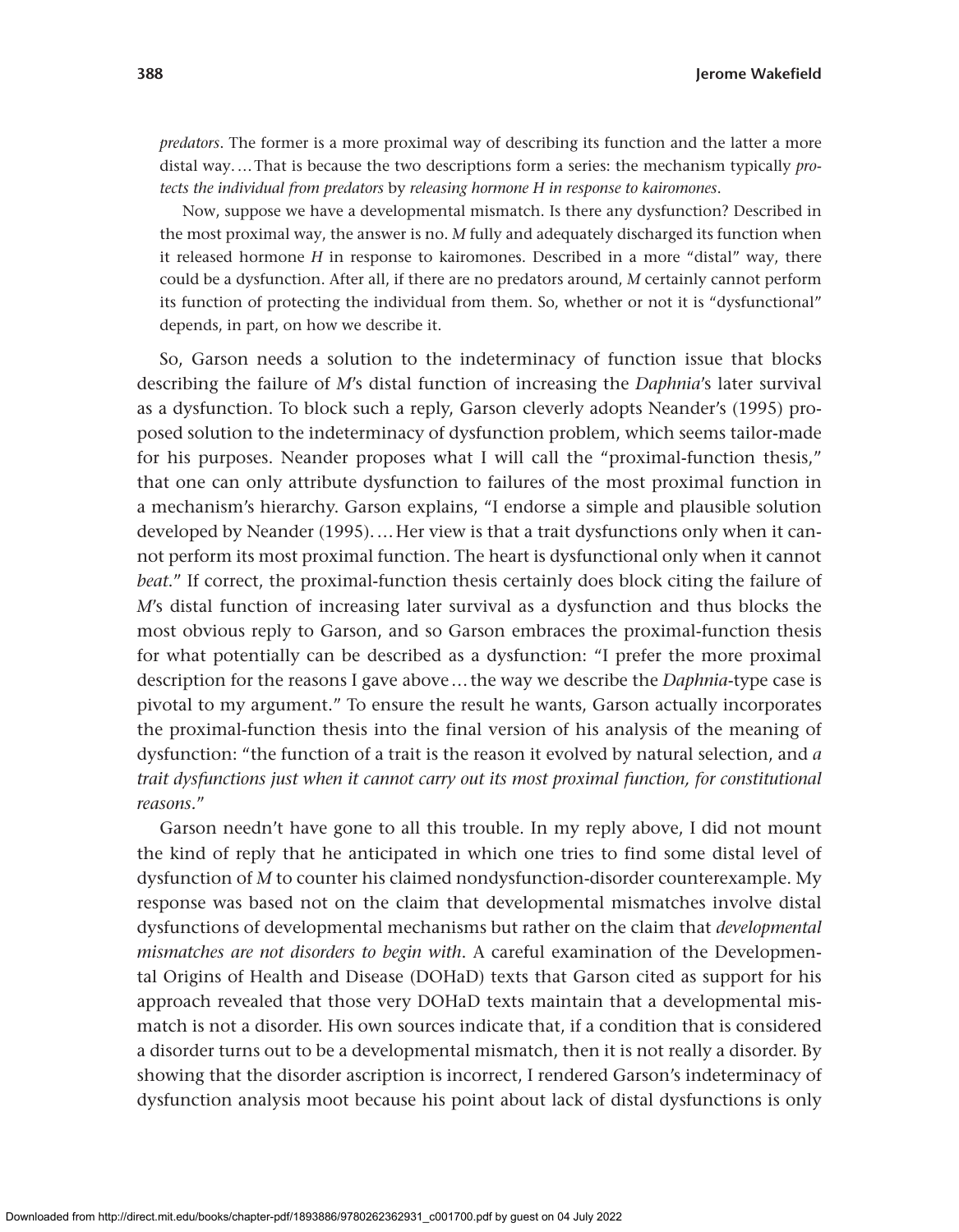*predators*. The former is a more proximal way of describing its function and the latter a more distal way. … That is because the two descriptions form a series: the mechanism typically *protects the individual from predators* by *releasing hormone H in response to kairomones*.

Now, suppose we have a developmental mismatch. Is there any dysfunction? Described in the most proximal way, the answer is no. *M* fully and adequately discharged its function when it released hormone *H* in response to kairomones. Described in a more "distal" way, there could be a dysfunction. After all, if there are no predators around, *M* certainly cannot perform its function of protecting the individual from them. So, whether or not it is "dysfunctional" depends, in part, on how we describe it.

So, Garson needs a solution to the indeterminacy of function issue that blocks describing the failure of *M*'s distal function of increasing the *Daphnia*'s later survival as a dysfunction. To block such a reply, Garson cleverly adopts Neander's (1995) proposed solution to the indeterminacy of dysfunction problem, which seems tailor-made for his purposes. Neander proposes what I will call the "proximal-function thesis," that one can only attribute dysfunction to failures of the most proximal function in a mechanism's hierarchy. Garson explains, "I endorse a simple and plausible solution developed by Neander (1995). … Her view is that a trait dysfunctions only when it cannot perform its most proximal function. The heart is dysfunctional only when it cannot *beat*." If correct, the proximal-function thesis certainly does block citing the failure of *M*'s distal function of increasing later survival as a dysfunction and thus blocks the most obvious reply to Garson, and so Garson embraces the proximal-function thesis for what potentially can be described as a dysfunction: "I prefer the more proximal description for the reasons I gave above … the way we describe the *Daphnia*-type case is pivotal to my argument." To ensure the result he wants, Garson actually incorporates the proximal-function thesis into the final version of his analysis of the meaning of dysfunction: "the function of a trait is the reason it evolved by natural selection, and *a trait dysfunctions just when it cannot carry out its most proximal function, for constitutional reasons*."

Garson needn't have gone to all this trouble. In my reply above, I did not mount the kind of reply that he anticipated in which one tries to find some distal level of dysfunction of *M* to counter his claimed nondysfunction-disorder counterexample. My response was based not on the claim that developmental mismatches involve distal dysfunctions of developmental mechanisms but rather on the claim that *developmental mismatches are not disorders to begin with*. A careful examination of the Developmental Origins of Health and Disease (DOHaD) texts that Garson cited as support for his approach revealed that those very DOHaD texts maintain that a developmental mismatch is not a disorder. His own sources indicate that, if a condition that is considered a disorder turns out to be a developmental mismatch, then it is not really a disorder. By showing that the disorder ascription is incorrect, I rendered Garson's indeterminacy of dysfunction analysis moot because his point about lack of distal dysfunctions is only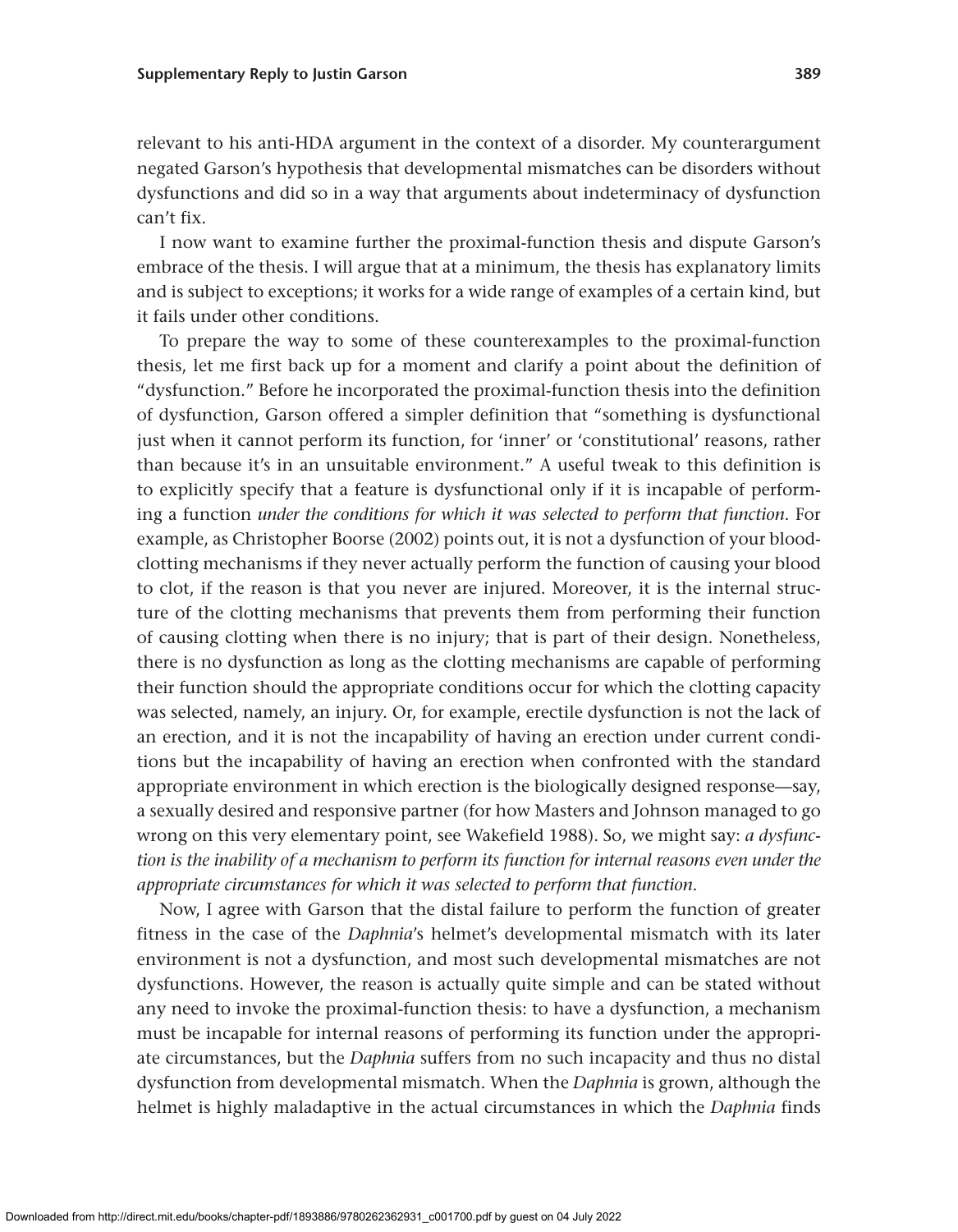relevant to his anti-HDA argument in the context of a disorder. My counterargument negated Garson's hypothesis that developmental mismatches can be disorders without dysfunctions and did so in a way that arguments about indeterminacy of dysfunction can't fix.

I now want to examine further the proximal-function thesis and dispute Garson's embrace of the thesis. I will argue that at a minimum, the thesis has explanatory limits and is subject to exceptions; it works for a wide range of examples of a certain kind, but it fails under other conditions.

To prepare the way to some of these counterexamples to the proximal-function thesis, let me first back up for a moment and clarify a point about the definition of "dysfunction." Before he incorporated the proximal-function thesis into the definition of dysfunction, Garson offered a simpler definition that "something is dysfunctional just when it cannot perform its function, for 'inner' or 'constitutional' reasons, rather than because it's in an unsuitable environment." A useful tweak to this definition is to explicitly specify that a feature is dysfunctional only if it is incapable of performing a function *under the conditions for which it was selected to perform that function*. For example, as Christopher Boorse (2002) points out, it is not a dysfunction of your blood-clotting mechanisms if they never actually perform the function of causing your blood to clot, if the reason is that you never are injured. Moreover, it is the internal structure of the clotting mechanisms that prevents them from performing their function of causing clotting when there is no injury; that is part of their design. Nonetheless, there is no dysfunction as long as the clotting mechanisms are capable of performing their function should the appropriate conditions occur for which the clotting capacity was selected, namely, an injury. Or, for example, erectile dysfunction is not the lack of an erection, and it is not the incapability of having an erection under current conditions but the incapability of having an erection when confronted with the standard appropriate environment in which erection is the biologically designed response—say, a sexually desired and responsive partner (for how Masters and Johnson managed to go wrong on this very elementary point, see Wakefield 1988). So, we might say: *a dysfunction is the inability of a mechanism to perform its function for internal reasons even under the appropriate circumstances for which it was selected to perform that function*.

Now, I agree with Garson that the distal failure to perform the function of greater fitness in the case of the *Daphnia*'s helmet's developmental mismatch with its later environment is not a dysfunction, and most such developmental mismatches are not dysfunctions. However, the reason is actually quite simple and can be stated without any need to invoke the proximal-function thesis: to have a dysfunction, a mechanism must be incapable for internal reasons of performing its function under the appropriate circumstances, but the *Daphnia* suffers from no such incapacity and thus no distal dysfunction from developmental mismatch. When the *Daphnia* is grown, although the helmet is highly maladaptive in the actual circumstances in which the *Daphnia* finds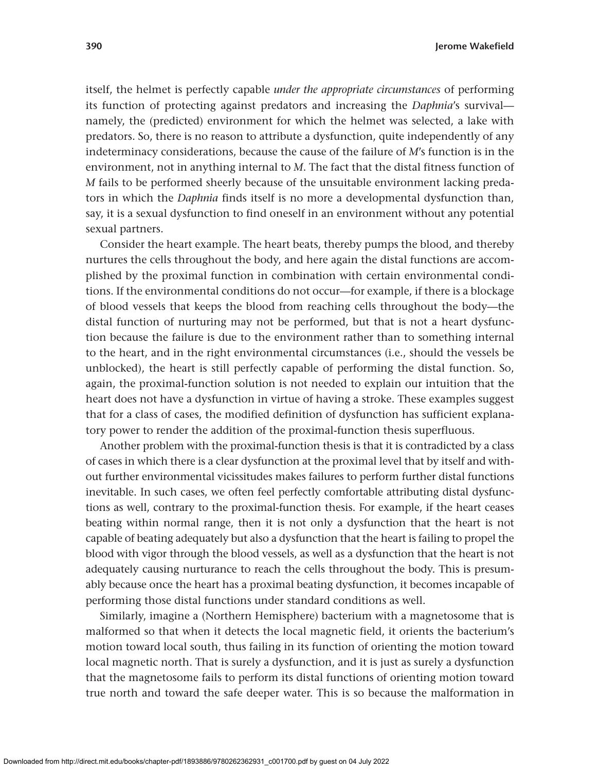itself, the helmet is perfectly capable *under the appropriate circumstances* of performing its function of protecting against predators and increasing the *Daphnia*'s survival—namely, the (predicted) environment for which the helmet was selected, a lake with predators. So, there is no reason to attribute a dysfunction, quite independently of any indeterminacy considerations, because the cause of the failure of *M*'s function is in the environment, not in anything internal to *M*. The fact that the distal fitness function of *M* fails to be performed sheerly because of the unsuitable environment lacking predators in which the *Daphnia* finds itself is no more a developmental dysfunction than, say, it is a sexual dysfunction to find oneself in an environment without any potential sexual partners.

Consider the heart example. The heart beats, thereby pumps the blood, and thereby nurtures the cells throughout the body, and here again the distal functions are accomplished by the proximal function in combination with certain environmental conditions. If the environmental conditions do not occur—for example, if there is a blockage of blood vessels that keeps the blood from reaching cells throughout the body—the distal function of nurturing may not be performed, but that is not a heart dysfunction because the failure is due to the environment rather than to something internal to the heart, and in the right environmental circumstances (i.e., should the vessels be unblocked), the heart is still perfectly capable of performing the distal function. So, again, the proximal-function solution is not needed to explain our intuition that the heart does not have a dysfunction in virtue of having a stroke. These examples suggest that for a class of cases, the modified definition of dysfunction has sufficient explanatory power to render the addition of the proximal-function thesis superfluous.

Another problem with the proximal-function thesis is that it is contradicted by a class of cases in which there is a clear dysfunction at the proximal level that by itself and without further environmental vicissitudes makes failures to perform further distal functions inevitable. In such cases, we often feel perfectly comfortable attributing distal dysfunctions as well, contrary to the proximal-function thesis. For example, if the heart ceases beating within normal range, then it is not only a dysfunction that the heart is not capable of beating adequately but also a dysfunction that the heart is failing to propel the blood with vigor through the blood vessels, as well as a dysfunction that the heart is not adequately causing nurturance to reach the cells throughout the body. This is presumably because once the heart has a proximal beating dysfunction, it becomes incapable of performing those distal functions under standard conditions as well.

Similarly, imagine a (Northern Hemisphere) bacterium with a magnetosome that is malformed so that when it detects the local magnetic field, it orients the bacterium's motion toward local south, thus failing in its function of orienting the motion toward local magnetic north. That is surely a dysfunction, and it is just as surely a dysfunction that the magnetosome fails to perform its distal functions of orienting motion toward true north and toward the safe deeper water. This is so because the malformation in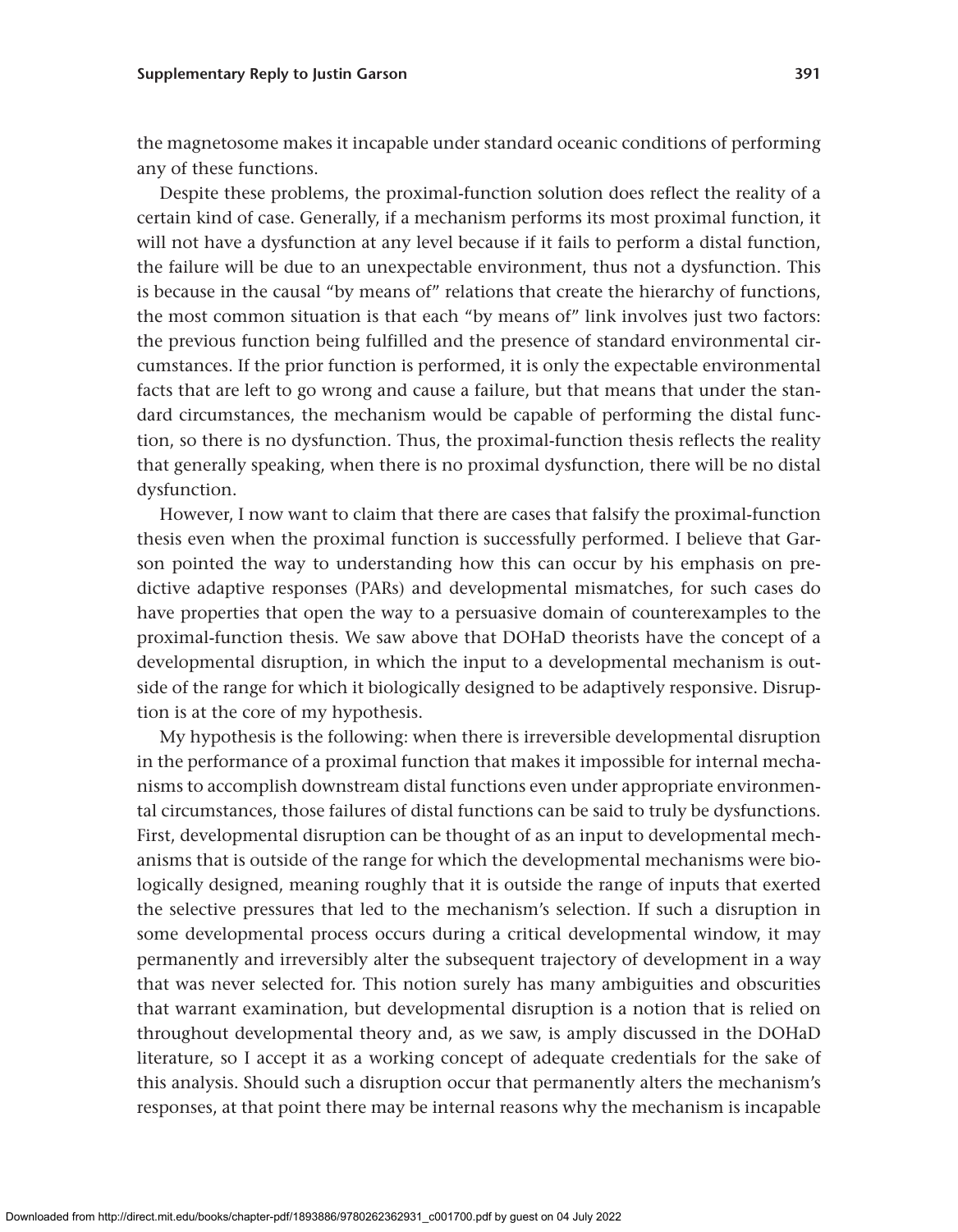the magnetosome makes it incapable under standard oceanic conditions of performing any of these functions.

Despite these problems, the proximal-function solution does reflect the reality of a certain kind of case. Generally, if a mechanism performs its most proximal function, it will not have a dysfunction at any level because if it fails to perform a distal function, the failure will be due to an unexpectable environment, thus not a dysfunction. This is because in the causal "by means of" relations that create the hierarchy of functions, the most common situation is that each "by means of" link involves just two factors: the previous function being fulfilled and the presence of standard environmental circumstances. If the prior function is performed, it is only the expectable environmental facts that are left to go wrong and cause a failure, but that means that under the standard circumstances, the mechanism would be capable of performing the distal function, so there is no dysfunction. Thus, the proximal-function thesis reflects the reality that generally speaking, when there is no proximal dysfunction, there will be no distal dysfunction.

However, I now want to claim that there are cases that falsify the proximal-function thesis even when the proximal function is successfully performed. I believe that Garson pointed the way to understanding how this can occur by his emphasis on predictive adaptive responses (PARs) and developmental mismatches, for such cases do have properties that open the way to a persuasive domain of counterexamples to the proximal-function thesis. We saw above that DOHaD theorists have the concept of a developmental disruption, in which the input to a developmental mechanism is outside of the range for which it biologically designed to be adaptively responsive. Disruption is at the core of my hypothesis.

My hypothesis is the following: when there is irreversible developmental disruption in the performance of a proximal function that makes it impossible for internal mechanisms to accomplish downstream distal functions even under appropriate environmental circumstances, those failures of distal functions can be said to truly be dysfunctions. First, developmental disruption can be thought of as an input to developmental mechanisms that is outside of the range for which the developmental mechanisms were biologically designed, meaning roughly that it is outside the range of inputs that exerted the selective pressures that led to the mechanism's selection. If such a disruption in some developmental process occurs during a critical developmental window, it may permanently and irreversibly alter the subsequent trajectory of development in a way that was never selected for. This notion surely has many ambiguities and obscurities that warrant examination, but developmental disruption is a notion that is relied on throughout developmental theory and, as we saw, is amply discussed in the DOHaD literature, so I accept it as a working concept of adequate credentials for the sake of this analysis. Should such a disruption occur that permanently alters the mechanism's responses, at that point there may be internal reasons why the mechanism is incapable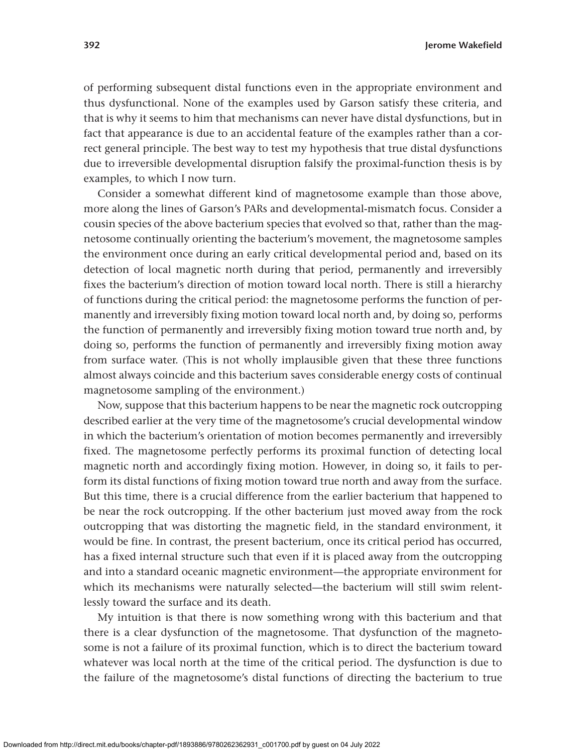of performing subsequent distal functions even in the appropriate environment and thus dysfunctional. None of the examples used by Garson satisfy these criteria, and that is why it seems to him that mechanisms can never have distal dysfunctions, but in fact that appearance is due to an accidental feature of the examples rather than a correct general principle. The best way to test my hypothesis that true distal dysfunctions due to irreversible developmental disruption falsify the proximal-function thesis is by examples, to which I now turn.

Consider a somewhat different kind of magnetosome example than those above, more along the lines of Garson's PARs and developmental-mismatch focus. Consider a cousin species of the above bacterium species that evolved so that, rather than the magnetosome continually orienting the bacterium's movement, the magnetosome samples the environment once during an early critical developmental period and, based on its detection of local magnetic north during that period, permanently and irreversibly fixes the bacterium's direction of motion toward local north. There is still a hierarchy of functions during the critical period: the magnetosome performs the function of permanently and irreversibly fixing motion toward local north and, by doing so, performs the function of permanently and irreversibly fixing motion toward true north and, by doing so, performs the function of permanently and irreversibly fixing motion away from surface water. (This is not wholly implausible given that these three functions almost always coincide and this bacterium saves considerable energy costs of continual magnetosome sampling of the environment.)

Now, suppose that this bacterium happens to be near the magnetic rock outcropping described earlier at the very time of the magnetosome's crucial developmental window in which the bacterium's orientation of motion becomes permanently and irreversibly fixed. The magnetosome perfectly performs its proximal function of detecting local magnetic north and accordingly fixing motion. However, in doing so, it fails to perform its distal functions of fixing motion toward true north and away from the surface. But this time, there is a crucial difference from the earlier bacterium that happened to be near the rock outcropping. If the other bacterium just moved away from the rock outcropping that was distorting the magnetic field, in the standard environment, it would be fine. In contrast, the present bacterium, once its critical period has occurred, has a fixed internal structure such that even if it is placed away from the outcropping and into a standard oceanic magnetic environment—the appropriate environment for which its mechanisms were naturally selected—the bacterium will still swim relentlessly toward the surface and its death.

My intuition is that there is now something wrong with this bacterium and that there is a clear dysfunction of the magnetosome. That dysfunction of the magnetosome is not a failure of its proximal function, which is to direct the bacterium toward whatever was local north at the time of the critical period. The dysfunction is due to the failure of the magnetosome's distal functions of directing the bacterium to true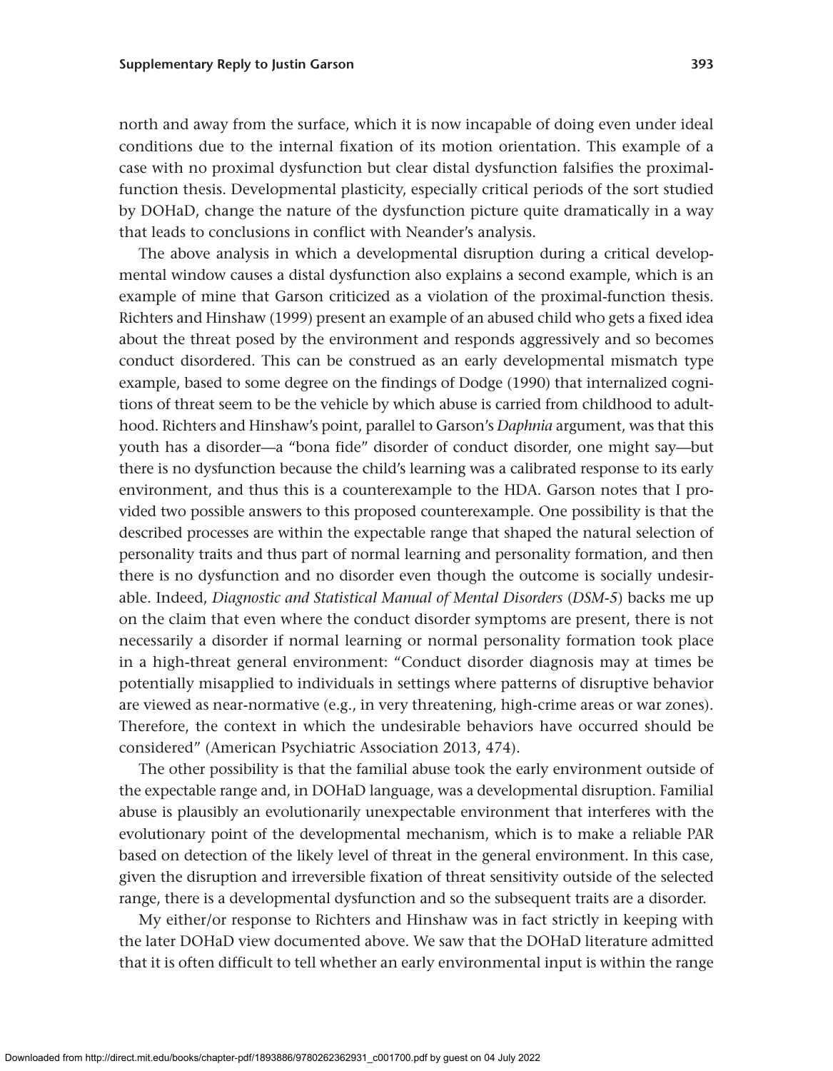north and away from the surface, which it is now incapable of doing even under ideal conditions due to the internal fixation of its motion orientation. This example of a case with no proximal dysfunction but clear distal dysfunction falsifies the proximal-function thesis. Developmental plasticity, especially critical periods of the sort studied by DOHaD, change the nature of the dysfunction picture quite dramatically in a way that leads to conclusions in conflict with Neander's analysis.

The above analysis in which a developmental disruption during a critical developmental window causes a distal dysfunction also explains a second example, which is an example of mine that Garson criticized as a violation of the proximal-function thesis. Richters and Hinshaw (1999) present an example of an abused child who gets a fixed idea about the threat posed by the environment and responds aggressively and so becomes conduct disordered. This can be construed as an early developmental mismatch type example, based to some degree on the findings of Dodge (1990) that internalized cognitions of threat seem to be the vehicle by which abuse is carried from childhood to adulthood. Richters and Hinshaw's point, parallel to Garson's *Daphnia* argument, was that this youth has a disorder—a "bona fide" disorder of conduct disorder, one might say—but there is no dysfunction because the child's learning was a calibrated response to its early environment, and thus this is a counterexample to the HDA. Garson notes that I provided two possible answers to this proposed counterexample. One possibility is that the described processes are within the expectable range that shaped the natural selection of personality traits and thus part of normal learning and personality formation, and then there is no dysfunction and no disorder even though the outcome is socially undesirable. Indeed, *Diagnostic and Statistical Manual of Mental Disorders* (*DSM-5*) backs me up on the claim that even where the conduct disorder symptoms are present, there is not necessarily a disorder if normal learning or normal personality formation took place in a high-threat general environment: "Conduct disorder diagnosis may at times be potentially misapplied to individuals in settings where patterns of disruptive behavior are viewed as near-normative (e.g., in very threatening, high-crime areas or war zones). Therefore, the context in which the undesirable behaviors have occurred should be considered" (American Psychiatric Association 2013, 474).

The other possibility is that the familial abuse took the early environment outside of the expectable range and, in DOHaD language, was a developmental disruption. Familial abuse is plausibly an evolutionarily unexpectable environment that interferes with the evolutionary point of the developmental mechanism, which is to make a reliable PAR based on detection of the likely level of threat in the general environment. In this case, given the disruption and irreversible fixation of threat sensitivity outside of the selected range, there is a developmental dysfunction and so the subsequent traits are a disorder.

My either/or response to Richters and Hinshaw was in fact strictly in keeping with the later DOHaD view documented above. We saw that the DOHaD literature admitted that it is often difficult to tell whether an early environmental input is within the range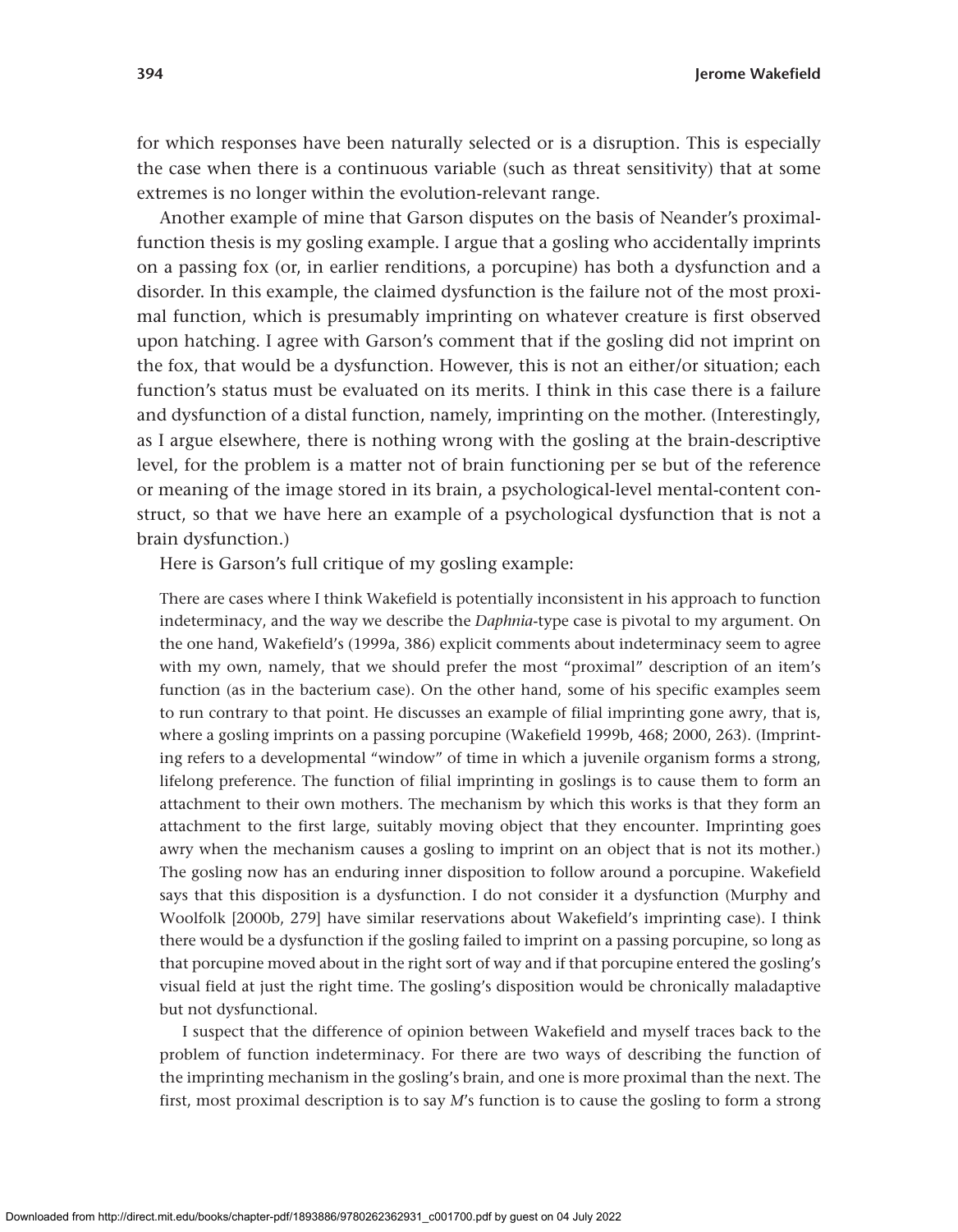for which responses have been naturally selected or is a disruption. This is especially the case when there is a continuous variable (such as threat sensitivity) that at some extremes is no longer within the evolution-relevant range.

Another example of mine that Garson disputes on the basis of Neander's proximal-function thesis is my gosling example. I argue that a gosling who accidentally imprints on a passing fox (or, in earlier renditions, a porcupine) has both a dysfunction and a disorder. In this example, the claimed dysfunction is the failure not of the most proximal function, which is presumably imprinting on whatever creature is first observed upon hatching. I agree with Garson's comment that if the gosling did not imprint on the fox, that would be a dysfunction. However, this is not an either/or situation; each function's status must be evaluated on its merits. I think in this case there is a failure and dysfunction of a distal function, namely, imprinting on the mother. (Interestingly, as I argue elsewhere, there is nothing wrong with the gosling at the brain-descriptive level, for the problem is a matter not of brain functioning per se but of the reference or meaning of the image stored in its brain, a psychological-level mental-content construct, so that we have here an example of a psychological dysfunction that is not a brain dysfunction.)

Here is Garson's full critique of my gosling example:

> There are cases where I think Wakefield is potentially inconsistent in his approach to function indeterminacy, and the way we describe the *Daphnia*-type case is pivotal to my argument. On the one hand, Wakefield's (1999a, 386) explicit comments about indeterminacy seem to agree with my own, namely, that we should prefer the most "proximal" description of an item's function (as in the bacterium case). On the other hand, some of his specific examples seem to run contrary to that point. He discusses an example of filial imprinting gone awry, that is, where a gosling imprints on a passing porcupine (Wakefield 1999b, 468; 2000, 263). (Imprinting refers to a developmental "window" of time in which a juvenile organism forms a strong, lifelong preference. The function of filial imprinting in goslings is to cause them to form an attachment to their own mothers. The mechanism by which this works is that they form an attachment to the first large, suitably moving object that they encounter. Imprinting goes awry when the mechanism causes a gosling to imprint on an object that is not its mother.) The gosling now has an enduring inner disposition to follow around a porcupine. Wakefield says that this disposition is a dysfunction. I do not consider it a dysfunction (Murphy and Woolfolk [2000b, 279] have similar reservations about Wakefield's imprinting case). I think there would be a dysfunction if the gosling failed to imprint on a passing porcupine, so long as that porcupine moved about in the right sort of way and if that porcupine entered the gosling's visual field at just the right time. The gosling's disposition would be chronically maladaptive but not dysfunctional.
>
> I suspect that the difference of opinion between Wakefield and myself traces back to the problem of function indeterminacy. For there are two ways of describing the function of the imprinting mechanism in the gosling's brain, and one is more proximal than the next. The first, most proximal description is to say *M*'s function is to cause the gosling to form a strong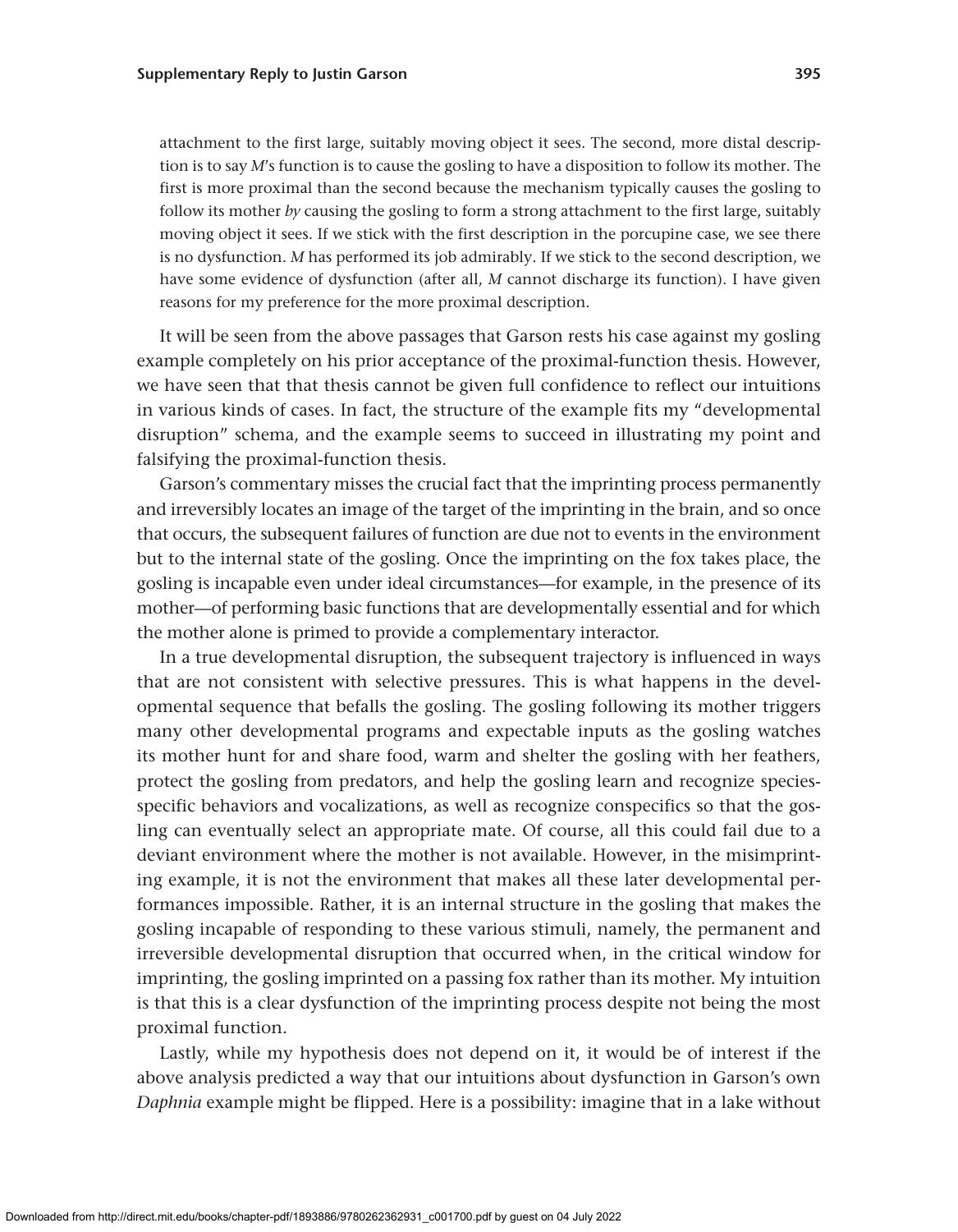attachment to the first large, suitably moving object it sees. The second, more distal description is to say *M*'s function is to cause the gosling to have a disposition to follow its mother. The first is more proximal than the second because the mechanism typically causes the gosling to follow its mother *by* causing the gosling to form a strong attachment to the first large, suitably moving object it sees. If we stick with the first description in the porcupine case, we see there is no dysfunction. *M* has performed its job admirably. If we stick to the second description, we have some evidence of dysfunction (after all, *M* cannot discharge its function). I have given reasons for my preference for the more proximal description.

It will be seen from the above passages that Garson rests his case against my gosling example completely on his prior acceptance of the proximal-function thesis. However, we have seen that that thesis cannot be given full confidence to reflect our intuitions in various kinds of cases. In fact, the structure of the example fits my "developmental disruption" schema, and the example seems to succeed in illustrating my point and falsifying the proximal-function thesis.

Garson's commentary misses the crucial fact that the imprinting process permanently and irreversibly locates an image of the target of the imprinting in the brain, and so once that occurs, the subsequent failures of function are due not to events in the environment but to the internal state of the gosling. Once the imprinting on the fox takes place, the gosling is incapable even under ideal circumstances—for example, in the presence of its mother—of performing basic functions that are developmentally essential and for which the mother alone is primed to provide a complementary interactor.

In a true developmental disruption, the subsequent trajectory is influenced in ways that are not consistent with selective pressures. This is what happens in the developmental sequence that befalls the gosling. The gosling following its mother triggers many other developmental programs and expectable inputs as the gosling watches its mother hunt for and share food, warm and shelter the gosling with her feathers, protect the gosling from predators, and help the gosling learn and recognize species-specific behaviors and vocalizations, as well as recognize conspecifics so that the gosling can eventually select an appropriate mate. Of course, all this could fail due to a deviant environment where the mother is not available. However, in the misimprinting example, it is not the environment that makes all these later developmental performances impossible. Rather, it is an internal structure in the gosling that makes the gosling incapable of responding to these various stimuli, namely, the permanent and irreversible developmental disruption that occurred when, in the critical window for imprinting, the gosling imprinted on a passing fox rather than its mother. My intuition is that this is a clear dysfunction of the imprinting process despite not being the most proximal function.

Lastly, while my hypothesis does not depend on it, it would be of interest if the above analysis predicted a way that our intuitions about dysfunction in Garson's own *Daphnia* example might be flipped. Here is a possibility: imagine that in a lake without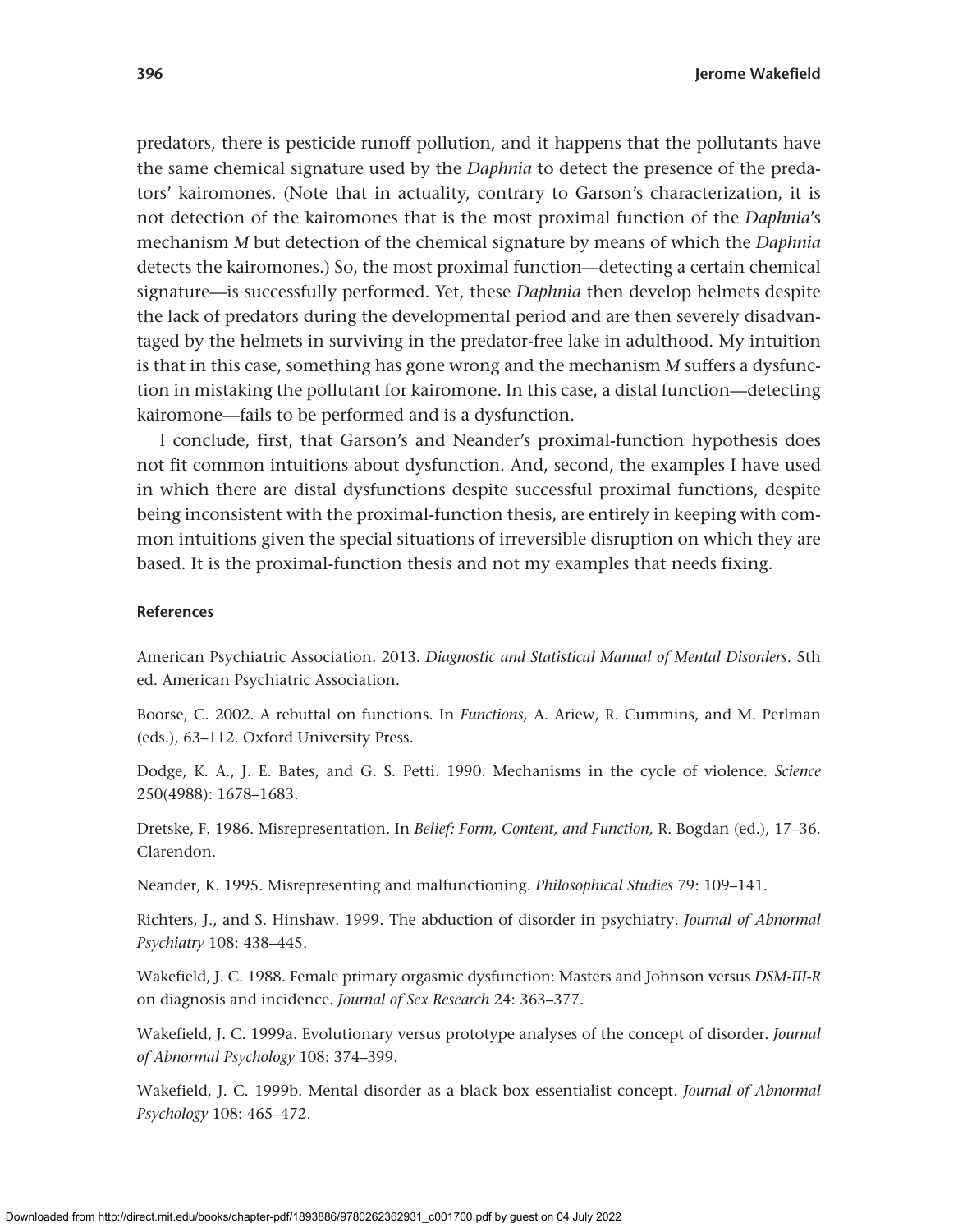predators, there is pesticide runoff pollution, and it happens that the pollutants have the same chemical signature used by the *Daphnia* to detect the presence of the predators' kairomones. (Note that in actuality, contrary to Garson's characterization, it is not detection of the kairomones that is the most proximal function of the *Daphnia*'s mechanism *M* but detection of the chemical signature by means of which the *Daphnia* detects the kairomones.) So, the most proximal function—detecting a certain chemical signature—is successfully performed. Yet, these *Daphnia* then develop helmets despite the lack of predators during the developmental period and are then severely disadvantaged by the helmets in surviving in the predator-free lake in adulthood. My intuition is that in this case, something has gone wrong and the mechanism *M* suffers a dysfunction in mistaking the pollutant for kairomone. In this case, a distal function—detecting kairomone—fails to be performed and is a dysfunction.

I conclude, first, that Garson's and Neander's proximal-function hypothesis does not fit common intuitions about dysfunction. And, second, the examples I have used in which there are distal dysfunctions despite successful proximal functions, despite being inconsistent with the proximal-function thesis, are entirely in keeping with common intuitions given the special situations of irreversible disruption on which they are based. It is the proximal-function thesis and not my examples that needs fixing.

#### References

American Psychiatric Association. 2013. *Diagnostic and Statistical Manual of Mental Disorders*. 5th ed. American Psychiatric Association.

Boorse, C. 2002. A rebuttal on functions. In *Functions,* A. Ariew, R. Cummins, and M. Perlman (eds.), 63–112. Oxford University Press.

Dodge, K. A., J. E. Bates, and G. S. Petti. 1990. Mechanisms in the cycle of violence. *Science* 250(4988): 1678–1683.

Dretske, F. 1986. Misrepresentation. In *Belief: Form, Content, and Function,* R. Bogdan (ed.), 17–36. Clarendon.

Neander, K. 1995. Misrepresenting and malfunctioning. *Philosophical Studies* 79: 109–141.

Richters, J., and S. Hinshaw. 1999. The abduction of disorder in psychiatry. *Journal of Abnormal Psychiatry* 108: 438–445.

Wakefield, J. C. 1988. Female primary orgasmic dysfunction: Masters and Johnson versus *DSM-III-R* on diagnosis and incidence. *Journal of Sex Research* 24: 363–377.

Wakefield, J. C. 1999a. Evolutionary versus prototype analyses of the concept of disorder. *Journal of Abnormal Psychology* 108: 374–399.

Wakefield, J. C. 1999b. Mental disorder as a black box essentialist concept. *Journal of Abnormal Psychology* 108: 465–472.